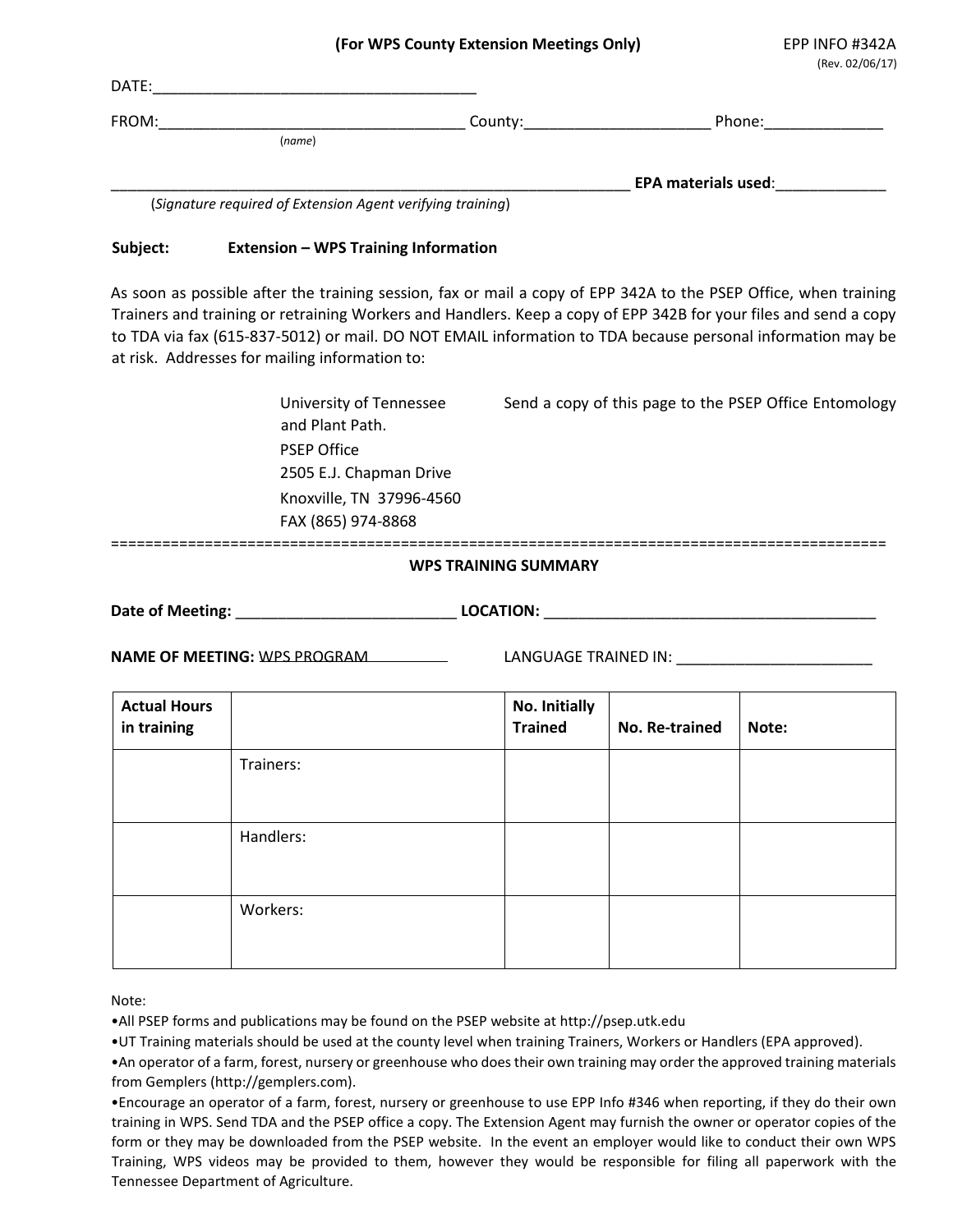**(For WPS County Extension Meetings Only)** EPP INFO #342A

(Rev. 02/06/17)

DATE:_______________________________________

FROM:___________________________________ County:______________________ Phone:______________

(*name*)

_________________________________________________________________ **EPA materials used**:_____________

(*Signature required of Extension Agent verifying training*)

**Subject:** **Extension – WPS Training Information**

As soon as possible after the training session, fax or mail a copy of EPP 342A to the PSEP Office, when training Trainers and training or retraining Workers and Handlers. Keep a copy of EPP 342B for your files and send a copy to TDA via fax (615-837-5012) or mail. DO NOT EMAIL information to TDA because personal information may be at risk. Addresses for mailing information to:

University of Tennessee
and Plant Path.
PSEP Office
2505 E.J. Chapman Drive
Knoxville, TN 37996-4560
FAX (865) 974-8868

Send a copy of this page to the PSEP Office Entomology

==========================================================================================

**WPS TRAINING SUMMARY**

**Date of Meeting:** __________________________ **LOCATION:** _______________________________________

**NAME OF MEETING:** WPS PROGRAM LANGUAGE TRAINED IN: _______________________

| Actual Hours in training | | No. Initially Trained | No. Re-trained | Note: |
|---|---|---|---|---|
| | Trainers: | | | |
| | Handlers: | | | |
| | Workers: | | | |

Note:

- All PSEP forms and publications may be found on the PSEP website at http://psep.utk.edu
- UT Training materials should be used at the county level when training Trainers, Workers or Handlers (EPA approved).
- An operator of a farm, forest, nursery or greenhouse who does their own training may order the approved training materials from Gemplers (http://gemplers.com).
- Encourage an operator of a farm, forest, nursery or greenhouse to use EPP Info #346 when reporting, if they do their own training in WPS. Send TDA and the PSEP office a copy. The Extension Agent may furnish the owner or operator copies of the form or they may be downloaded from the PSEP website. In the event an employer would like to conduct their own WPS Training, WPS videos may be provided to them, however they would be responsible for filing all paperwork with the Tennessee Department of Agriculture.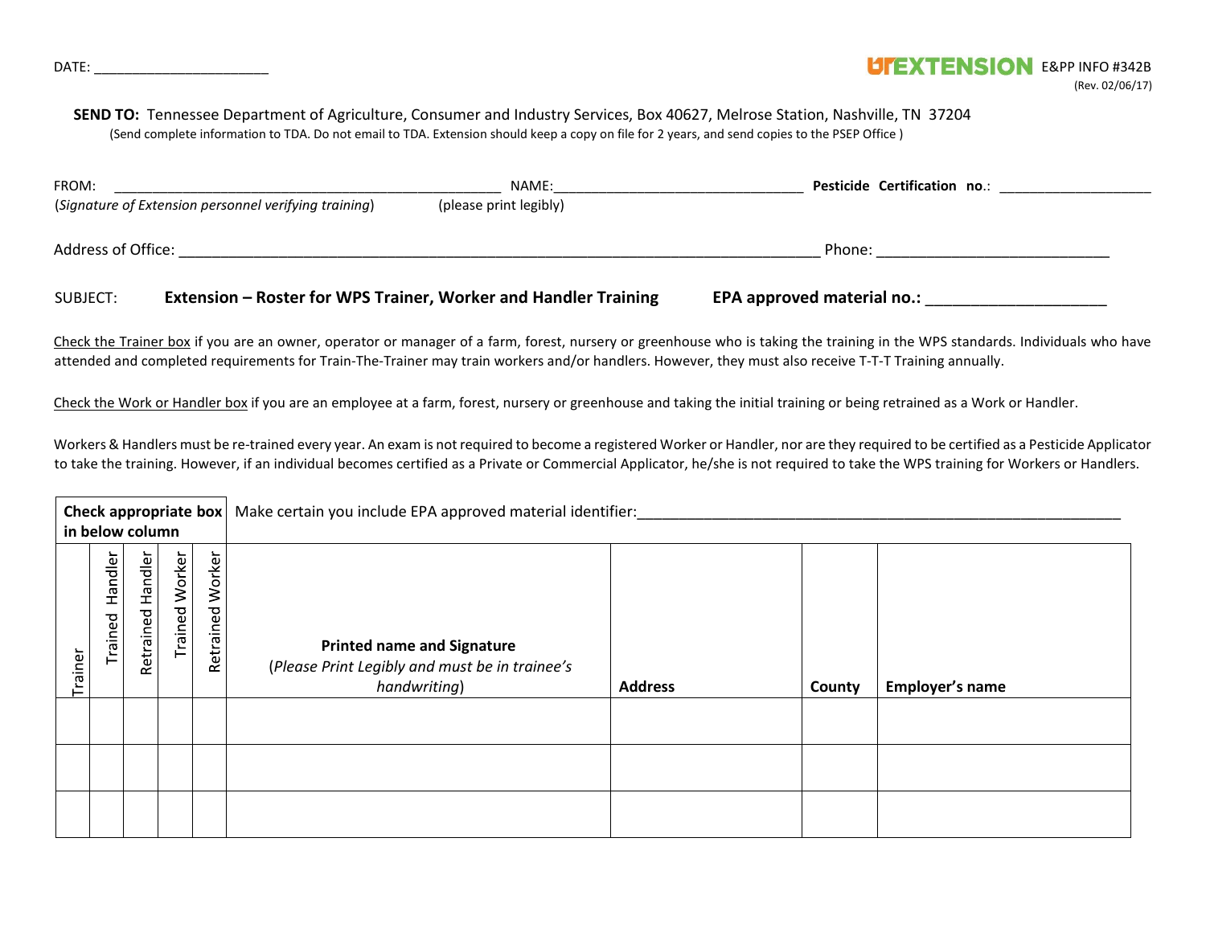DATE: ______________________

UTEXTENSION E&PP INFO #342B
(Rev. 02/06/17)

**SEND TO:** Tennessee Department of Agriculture, Consumer and Industry Services, Box 40627, Melrose Station, Nashville, TN 37204
(Send complete information to TDA. Do not email to TDA. Extension should keep a copy on file for 2 years, and send copies to the PSEP Office )

FROM: ______________________________________________ NAME:________________________________ **Pesticide Certification no**.: ___________________
(*Signature of Extension personnel verifying training*) (please print legibly)

Address of Office: ______________________________________________________________________________ Phone: ____________________________

SUBJECT: **Extension – Roster for WPS Trainer, Worker and Handler Training** **EPA approved material no.:** ____________________

Check the Trainer box if you are an owner, operator or manager of a farm, forest, nursery or greenhouse who is taking the training in the WPS standards. Individuals who have attended and completed requirements for Train-The-Trainer may train workers and/or handlers. However, they must also receive T-T-T Training annually.

Check the Work or Handler box if you are an employee at a farm, forest, nursery or greenhouse and taking the initial training or being retrained as a Work or Handler.

Workers & Handlers must be re-trained every year. An exam is not required to become a registered Worker or Handler, nor are they required to be certified as a Pesticide Applicator to take the training. However, if an individual becomes certified as a Private or Commercial Applicator, he/she is not required to take the WPS training for Workers or Handlers.

| **Check appropriate box in below column** | | | | | Make certain you include EPA approved material identifier:_______________________________ | | | |
|---|---|---|---|---|---|---|---|---|
| Trainer | Trained Handler | Retrained Handler | Trained Worker | Retrained Worker | **Printed name and Signature** (*Please Print Legibly and must be in trainee's handwriting*) | **Address** | **County** | **Employer's name** |
| | | | | | | | | |
| | | | | | | | | |
| | | | | | | | | |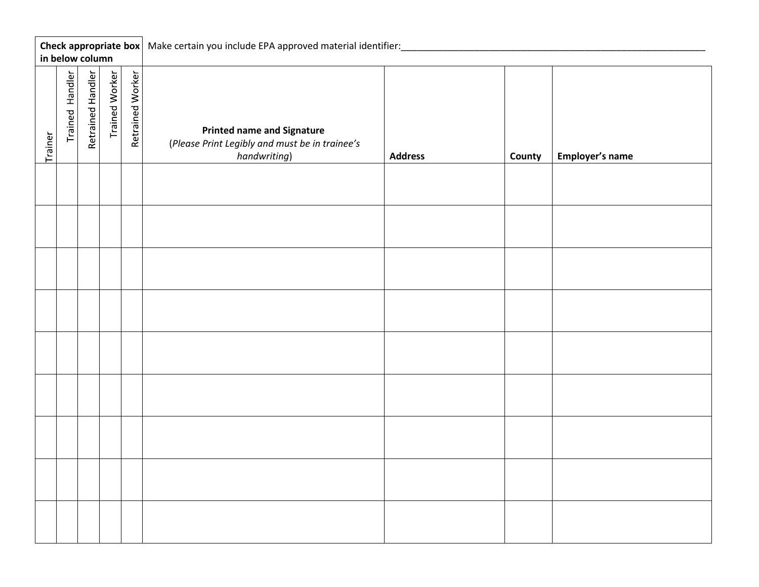| Check appropriate box in below column | | | | | Make certain you include EPA approved material identifier:______________________________________________________________ | | | |
|---|---|---|---|---|---|---|---|---|
| Trainer | Trained Handler | Retrained Handler | Trained Worker | Retrained Worker | **Printed name and Signature** (*Please Print Legibly and must be in trainee's handwriting*) | **Address** | **County** | **Employer's name** |
| | | | | | | | | |
| | | | | | | | | |
| | | | | | | | | |
| | | | | | | | | |
| | | | | | | | | |
| | | | | | | | | |
| | | | | | | | | |
| | | | | | | | | |
| | | | | | | | | |